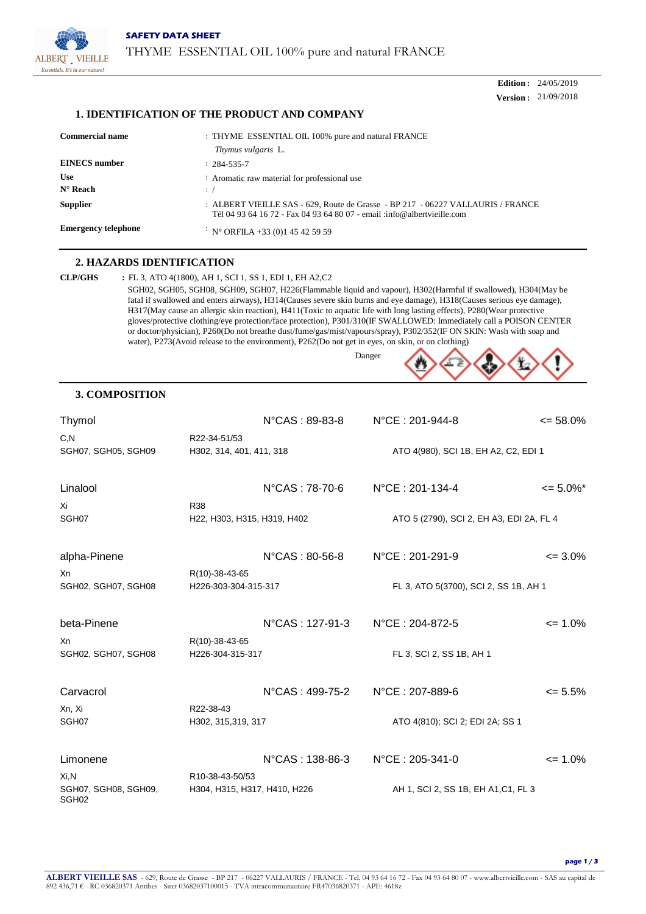**SAFETY DATA SHEET**

THYME ESSENTIAL OIL 100% pure and natural FRANCE

**Edition :** 24/05/2019
**Version :** 21/09/2018

## 1. IDENTIFICATION OF THE PRODUCT AND COMPANY

| | |
|---|---|
| **Commercial name** | : THYME ESSENTIAL OIL 100% pure and natural FRANCE *Thymus vulgaris* L. |
| **EINECS number** | : 284-535-7 |
| **Use** | : Aromatic raw material for professional use |
| **N° Reach** | : / |
| **Supplier** | : ALBERT VIEILLE SAS - 629, Route de Grasse - BP 217 - 06227 VALLAURIS / FRANCE Tél 04 93 64 16 72 - Fax 04 93 64 80 07 - email :info@albertvieille.com |
| **Emergency telephone** | : N° ORFILA +33 (0)1 45 42 59 59 |

## 2. HAZARDS IDENTIFICATION

**CLP/GHS** : FL 3, ATO 4(1800), AH 1, SCI 1, SS 1, EDI 1, EH A2,C2

SGH02, SGH05, SGH08, SGH09, SGH07, H226(Flammable liquid and vapour), H302(Harmful if swallowed), H304(May be fatal if swallowed and enters airways), H314(Causes severe skin burns and eye damage), H318(Causes serious eye damage), H317(May cause an allergic skin reaction), H411(Toxic to aquatic life with long lasting effects), P280(Wear protective gloves/protective clothing/eye protection/face protection), P301/310(IF SWALLOWED: Immediately call a POISON CENTER or doctor/physician), P260(Do not breathe dust/fume/gas/mist/vapours/spray), P302/352(IF ON SKIN: Wash with soap and water), P273(Avoid release to the environment), P262(Do not get in eyes, on skin, or on clothing)

Danger

## 3. COMPOSITION

| Component | N°CAS | N°CE | Content |
|---|---|---|---|
| Thymol | N°CAS : 89-83-8 | N°CE : 201-944-8 | <= 58.0% |
| C,N / SGH07, SGH05, SGH09 | R22-34-51/53 / H302, 314, 401, 411, 318 | ATO 4(980), SCI 1B, EH A2, C2, EDI 1 | |
| Linalool | N°CAS : 78-70-6 | N°CE : 201-134-4 | <= 5.0%* |
| Xi / SGH07 | R38 / H22, H303, H315, H319, H402 | ATO 5 (2790), SCI 2, EH A3, EDI 2A, FL 4 | |
| alpha-Pinene | N°CAS : 80-56-8 | N°CE : 201-291-9 | <= 3.0% |
| Xn / SGH02, SGH07, SGH08 | R(10)-38-43-65 / H226-303-304-315-317 | FL 3, ATO 5(3700), SCI 2, SS 1B, AH 1 | |
| beta-Pinene | N°CAS : 127-91-3 | N°CE : 204-872-5 | <= 1.0% |
| Xn / SGH02, SGH07, SGH08 | R(10)-38-43-65 / H226-304-315-317 | FL 3, SCI 2, SS 1B, AH 1 | |
| Carvacrol | N°CAS : 499-75-2 | N°CE : 207-889-6 | <= 5.5% |
| Xn, Xi / SGH07 | R22-38-43 / H302, 315,319, 317 | ATO 4(810); SCI 2; EDI 2A; SS 1 | |
| Limonene | N°CAS : 138-86-3 | N°CE : 205-341-0 | <= 1.0% |
| Xi,N / SGH07, SGH08, SGH09, SGH02 | R10-38-43-50/53 / H304, H315, H317, H410, H226 | AH 1, SCI 2, SS 1B, EH A1,C1, FL 3 | |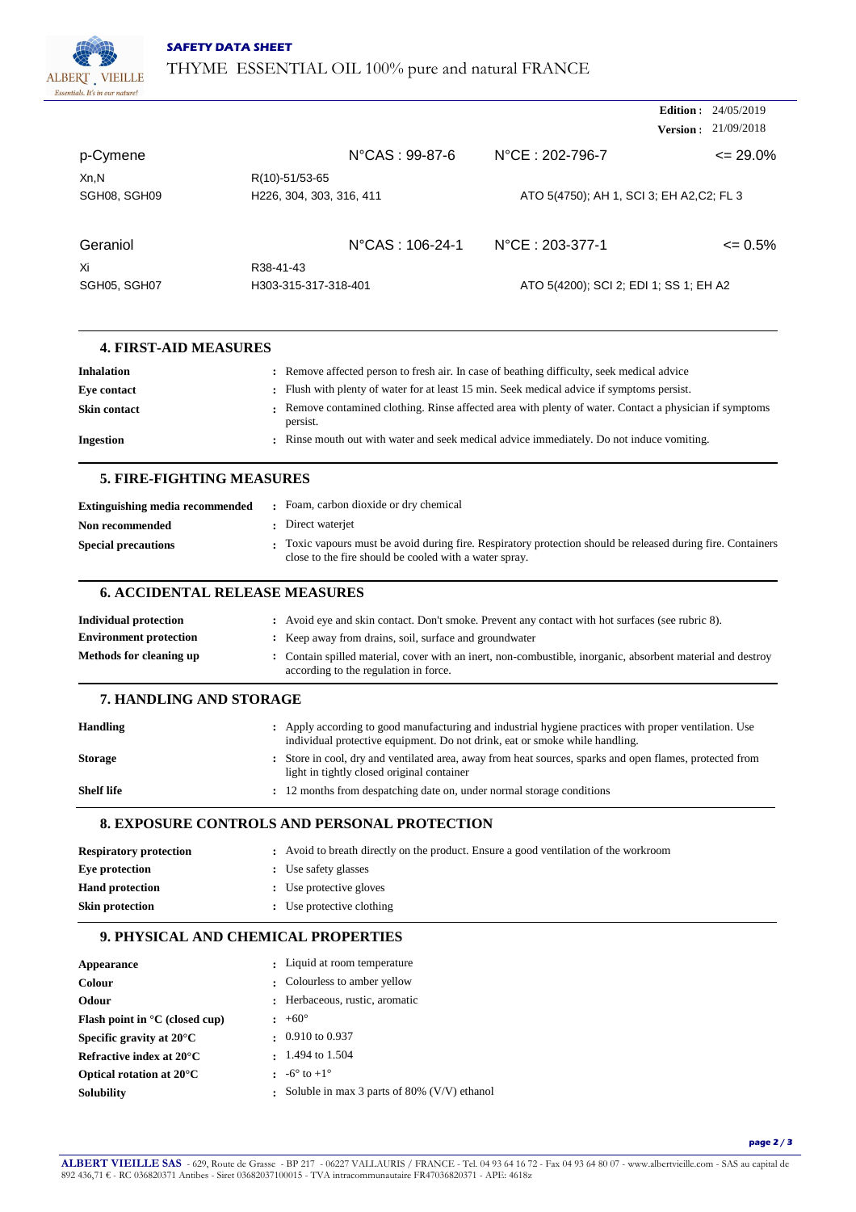**Edition :** 24/05/2019
**Version :** 21/09/2018

| p-Cymene | N°CAS : 99-87-6 | N°CE : 202-796-7 | <= 29.0% |
|---|---|---|---|
| Xn,N | R(10)-51/53-65 | | |
| SGH08, SGH09 | H226, 304, 303, 316, 411 | ATO 5(4750); AH 1, SCI 3; EH A2,C2; FL 3 | |

| Geraniol | N°CAS : 106-24-1 | N°CE : 203-377-1 | <= 0.5% |
|---|---|---|---|
| Xi | R38-41-43 | | |
| SGH05, SGH07 | H303-315-317-318-401 | ATO 5(4200); SCI 2; EDI 1; SS 1; EH A2 | |

## 4. FIRST-AID MEASURES

**Inhalation** : Remove affected person to fresh air. In case of beathing difficulty, seek medical advice

**Eye contact** : Flush with plenty of water for at least 15 min. Seek medical advice if symptoms persist.

**Skin contact** : Remove contamined clothing. Rinse affected area with plenty of water. Contact a physician if symptoms persist.

**Ingestion** : Rinse mouth out with water and seek medical advice immediately. Do not induce vomiting.

## 5. FIRE-FIGHTING MEASURES

**Extinguishing media recommended** : Foam, carbon dioxide or dry chemical

**Non recommended** : Direct waterjet

**Special precautions** : Toxic vapours must be avoid during fire. Respiratory protection should be released during fire. Containers close to the fire should be cooled with a water spray.

## 6. ACCIDENTAL RELEASE MEASURES

**Individual protection** : Avoid eye and skin contact. Don't smoke. Prevent any contact with hot surfaces (see rubric 8).

**Environment protection** : Keep away from drains, soil, surface and groundwater

**Methods for cleaning up** : Contain spilled material, cover with an inert, non-combustible, inorganic, absorbent material and destroy according to the regulation in force.

## 7. HANDLING AND STORAGE

**Handling** : Apply according to good manufacturing and industrial hygiene practices with proper ventilation. Use individual protective equipment. Do not drink, eat or smoke while handling.

**Storage** : Store in cool, dry and ventilated area, away from heat sources, sparks and open flames, protected from light in tightly closed original container

**Shelf life** : 12 months from despatching date on, under normal storage conditions

## 8. EXPOSURE CONTROLS AND PERSONAL PROTECTION

**Respiratory protection** : Avoid to breath directly on the product. Ensure a good ventilation of the workroom

**Eye protection** : Use safety glasses

**Hand protection** : Use protective gloves

**Skin protection** : Use protective clothing

## 9. PHYSICAL AND CHEMICAL PROPERTIES

**Appearance** : Liquid at room temperature

**Colour** : Colourless to amber yellow

**Odour** : Herbaceous, rustic, aromatic

**Flash point in °C (closed cup)** : +60°

**Specific gravity at 20°C** : 0.910 to 0.937

**Refractive index at 20°C** : 1.494 to 1.504

**Optical rotation at 20°C** : -6° to +1°

**Solubility** : Soluble in max 3 parts of 80% (V/V) ethanol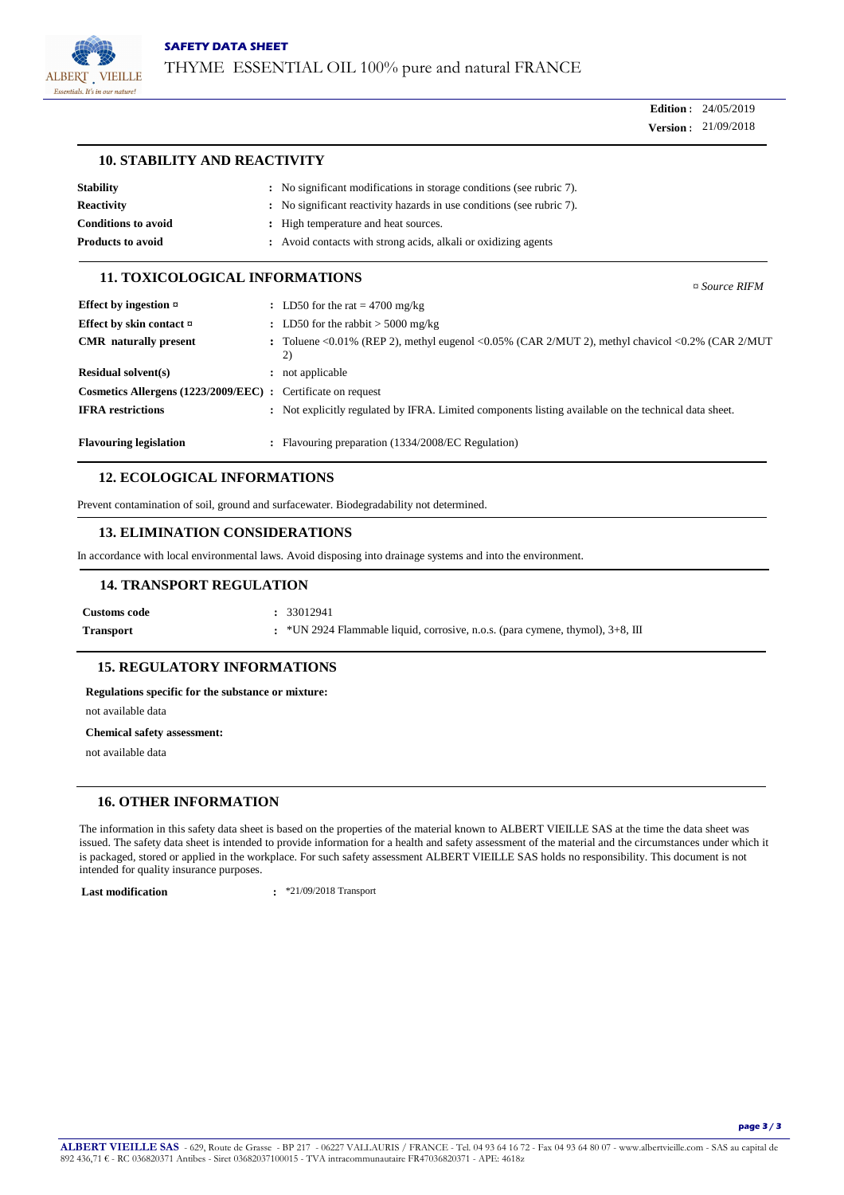**Edition :** 24/05/2019
**Version :** 21/09/2018

## 10. STABILITY AND REACTIVITY

| | |
|---|---|
| **Stability** | : No significant modifications in storage conditions (see rubric 7). |
| **Reactivity** | : No significant reactivity hazards in use conditions (see rubric 7). |
| **Conditions to avoid** | : High temperature and heat sources. |
| **Products to avoid** | : Avoid contacts with strong acids, alkali or oxidizing agents |

## 11. TOXICOLOGICAL INFORMATIONS

*¤ Source RIFM*

| | |
|---|---|
| **Effect by ingestion ¤** | : LD50 for the rat = 4700 mg/kg |
| **Effect by skin contact ¤** | : LD50 for the rabbit > 5000 mg/kg |
| **CMR naturally present** | : Toluene <0.01% (REP 2), methyl eugenol <0.05% (CAR 2/MUT 2), methyl chavicol <0.2% (CAR 2/MUT 2) |
| **Residual solvent(s)** | : not applicable |
| **Cosmetics Allergens (1223/2009/EEC)** | : Certificate on request |
| **IFRA restrictions** | : Not explicitly regulated by IFRA. Limited components listing available on the technical data sheet. |
| **Flavouring legislation** | : Flavouring preparation (1334/2008/EC Regulation) |

## 12. ECOLOGICAL INFORMATIONS

Prevent contamination of soil, ground and surfacewater. Biodegradability not determined.

## 13. ELIMINATION CONSIDERATIONS

In accordance with local environmental laws. Avoid disposing into drainage systems and into the environment.

## 14. TRANSPORT REGULATION

| | |
|---|---|
| **Customs code** | : 33012941 |
| **Transport** | : *UN 2924 Flammable liquid, corrosive, n.o.s. (para cymene, thymol), 3+8, III |

## 15. REGULATORY INFORMATIONS

**Regulations specific for the substance or mixture:**

not available data

**Chemical safety assessment:**

not available data

## 16. OTHER INFORMATION

The information in this safety data sheet is based on the properties of the material known to ALBERT VIEILLE SAS at the time the data sheet was issued. The safety data sheet is intended to provide information for a health and safety assessment of the material and the circumstances under which it is packaged, stored or applied in the workplace. For such safety assessment ALBERT VIEILLE SAS holds no responsibility. This document is not intended for quality insurance purposes.

**Last modification** : *21/09/2018 Transport